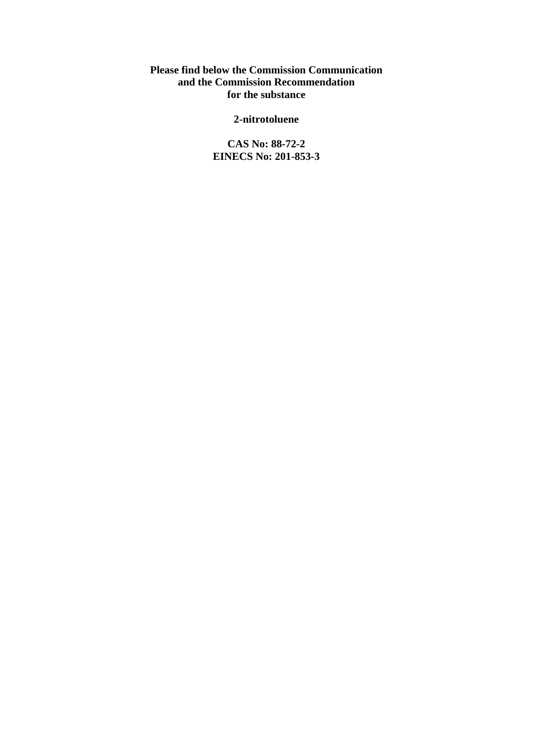**Please find below the Commission Communication and the Commission Recommendation for the substance**

**2-nitrotoluene**

**CAS No: 88-72-2**
**EINECS No: 201-853-3**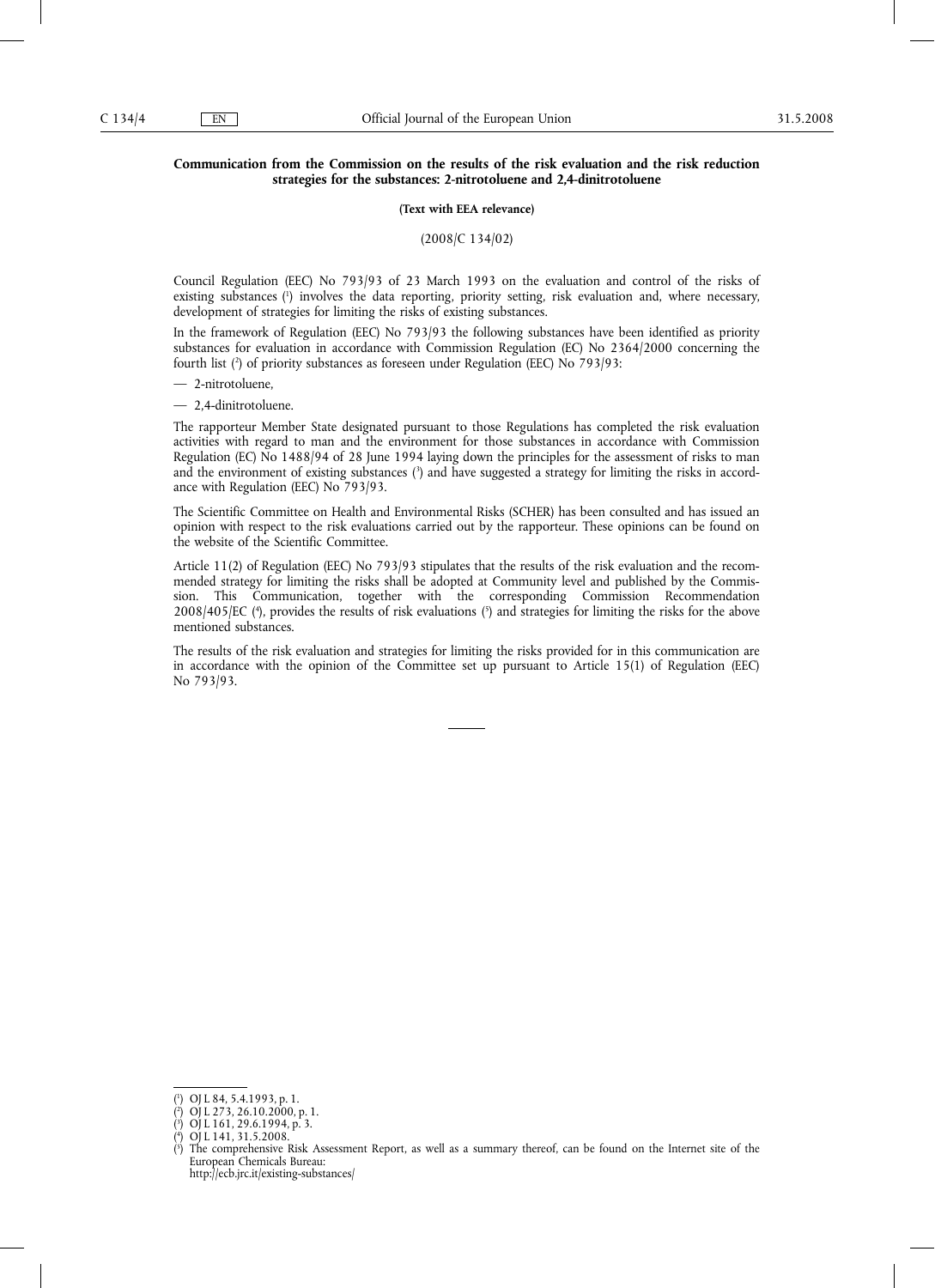**Communication from the Commission on the results of the risk evaluation and the risk reduction strategies for the substances: 2-nitrotoluene and 2,4-dinitrotoluene**

**(Text with EEA relevance)**

(2008/C 134/02)

Council Regulation (EEC) No 793/93 of 23 March 1993 on the evaluation and control of the risks of existing substances [1] involves the data reporting, priority setting, risk evaluation and, where necessary, development of strategies for limiting the risks of existing substances.

In the framework of Regulation (EEC) No 793/93 the following substances have been identified as priority substances for evaluation in accordance with Commission Regulation (EC) No 2364/2000 concerning the fourth list [2] of priority substances as foreseen under Regulation (EEC) No 793/93:

— 2-nitrotoluene,

— 2,4-dinitrotoluene.

The rapporteur Member State designated pursuant to those Regulations has completed the risk evaluation activities with regard to man and the environment for those substances in accordance with Commission Regulation (EC) No 1488/94 of 28 June 1994 laying down the principles for the assessment of risks to man and the environment of existing substances [3] and have suggested a strategy for limiting the risks in accordance with Regulation (EEC) No 793/93.

The Scientific Committee on Health and Environmental Risks (SCHER) has been consulted and has issued an opinion with respect to the risk evaluations carried out by the rapporteur. These opinions can be found on the website of the Scientific Committee.

Article 11(2) of Regulation (EEC) No 793/93 stipulates that the results of the risk evaluation and the recommended strategy for limiting the risks shall be adopted at Community level and published by the Commission. This Communication, together with the corresponding Commission Recommendation 2008/405/EC [4], provides the results of risk evaluations [5] and strategies for limiting the risks for the above mentioned substances.

The results of the risk evaluation and strategies for limiting the risks provided for in this communication are in accordance with the opinion of the Committee set up pursuant to Article 15(1) of Regulation (EEC) No 793/93.

---

[1] OJ L 84, 5.4.1993, p. 1.

[2] OJ L 273, 26.10.2000, p. 1.

[3] OJ L 161, 29.6.1994, p. 3.

[4] OJ L 141, 31.5.2008.

[5] The comprehensive Risk Assessment Report, as well as a summary thereof, can be found on the Internet site of the European Chemicals Bureau: http://ecb.jrc.it/existing-substances/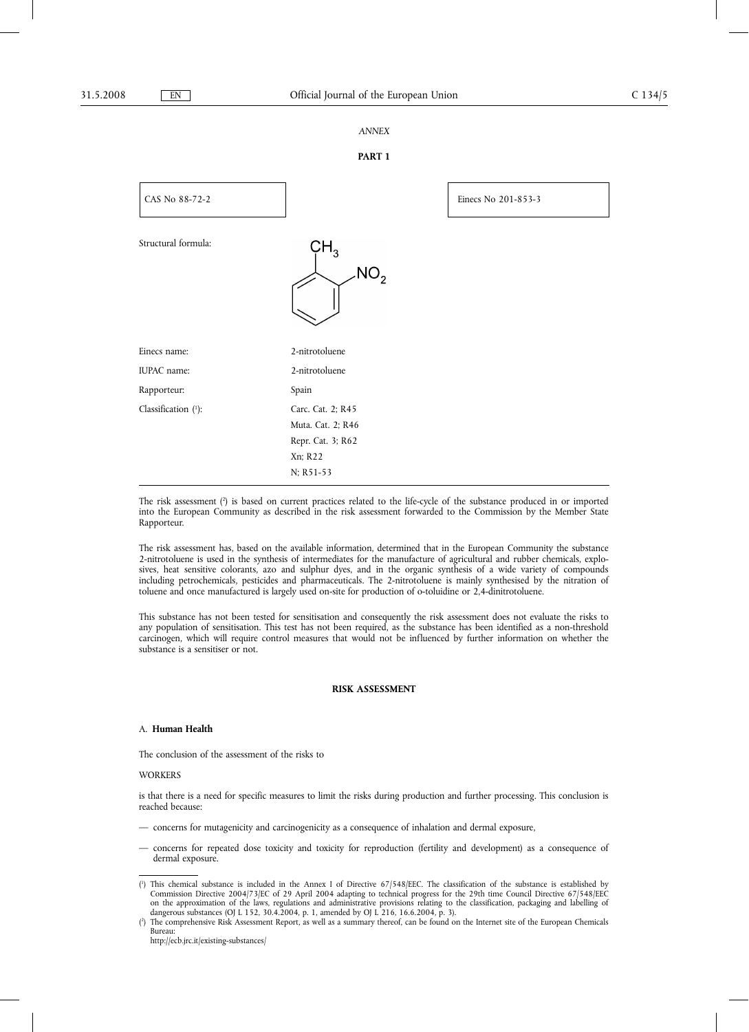*ANNEX*

**PART 1**

| CAS No 88-72-2 | Einecs No 201-853-3 |
|---|---|

Structural formula:

| | |
|---|---|
| Einecs name: | 2-nitrotoluene |
| IUPAC name: | 2-nitrotoluene |
| Rapporteur: | Spain |
| Classification ([1]): | Carc. Cat. 2; R45<br>Muta. Cat. 2; R46<br>Repr. Cat. 3; R62<br>Xn; R22<br>N; R51-53 |

The risk assessment ([2]) is based on current practices related to the life-cycle of the substance produced in or imported into the European Community as described in the risk assessment forwarded to the Commission by the Member State Rapporteur.

The risk assessment has, based on the available information, determined that in the European Community the substance 2-nitrotoluene is used in the synthesis of intermediates for the manufacture of agricultural and rubber chemicals, explosives, heat sensitive colorants, azo and sulphur dyes, and in the organic synthesis of a wide variety of compounds including petrochemicals, pesticides and pharmaceuticals. The 2-nitrotoluene is mainly synthesised by the nitration of toluene and once manufactured is largely used on-site for production of o-toluidine or 2,4-dinitrotoluene.

This substance has not been tested for sensitisation and consequently the risk assessment does not evaluate the risks to any population of sensitisation. This test has not been required, as the substance has been identified as a non-threshold carcinogen, which will require control measures that would not be influenced by further information on whether the substance is a sensitiser or not.

**RISK ASSESSMENT**

A. **Human Health**

The conclusion of the assessment of the risks to

WORKERS

is that there is a need for specific measures to limit the risks during production and further processing. This conclusion is reached because:

— concerns for mutagenicity and carcinogenicity as a consequence of inhalation and dermal exposure,

— concerns for repeated dose toxicity and toxicity for reproduction (fertility and development) as a consequence of dermal exposure.

---

([1]) This chemical substance is included in the Annex I of Directive 67/548/EEC. The classification of the substance is established by Commission Directive 2004/73/EC of 29 April 2004 adapting to technical progress for the 29th time Council Directive 67/548/EEC on the approximation of the laws, regulations and administrative provisions relating to the classification, packaging and labelling of dangerous substances (OJ L 152, 30.4.2004, p. 1, amended by OJ L 216, 16.6.2004, p. 3).

([2]) The comprehensive Risk Assessment Report, as well as a summary thereof, can be found on the Internet site of the European Chemicals Bureau:
http://ecb.jrc.it/existing-substances/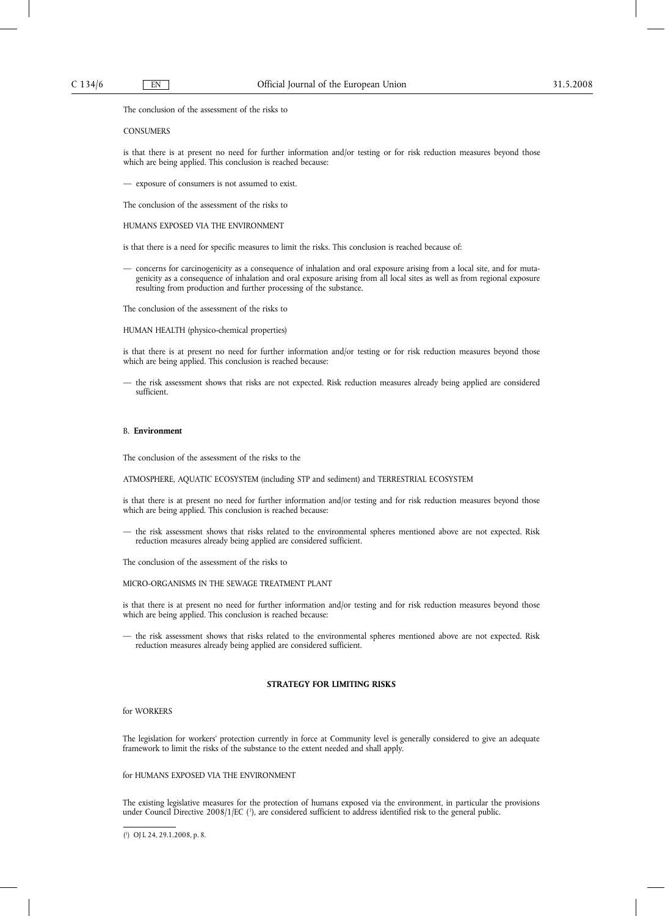The conclusion of the assessment of the risks to

CONSUMERS

is that there is at present no need for further information and/or testing or for risk reduction measures beyond those which are being applied. This conclusion is reached because:

— exposure of consumers is not assumed to exist.

The conclusion of the assessment of the risks to

HUMANS EXPOSED VIA THE ENVIRONMENT

is that there is a need for specific measures to limit the risks. This conclusion is reached because of:

— concerns for carcinogenicity as a consequence of inhalation and oral exposure arising from a local site, and for mutagenicity as a consequence of inhalation and oral exposure arising from all local sites as well as from regional exposure resulting from production and further processing of the substance.

The conclusion of the assessment of the risks to

HUMAN HEALTH (physico-chemical properties)

is that there is at present no need for further information and/or testing or for risk reduction measures beyond those which are being applied. This conclusion is reached because:

— the risk assessment shows that risks are not expected. Risk reduction measures already being applied are considered sufficient.

B. **Environment**

The conclusion of the assessment of the risks to the

ATMOSPHERE, AQUATIC ECOSYSTEM (including STP and sediment) and TERRESTRIAL ECOSYSTEM

is that there is at present no need for further information and/or testing and for risk reduction measures beyond those which are being applied. This conclusion is reached because:

— the risk assessment shows that risks related to the environmental spheres mentioned above are not expected. Risk reduction measures already being applied are considered sufficient.

The conclusion of the assessment of the risks to

MICRO-ORGANISMS IN THE SEWAGE TREATMENT PLANT

is that there is at present no need for further information and/or testing and for risk reduction measures beyond those which are being applied. This conclusion is reached because:

— the risk assessment shows that risks related to the environmental spheres mentioned above are not expected. Risk reduction measures already being applied are considered sufficient.

**STRATEGY FOR LIMITING RISKS**

for WORKERS

The legislation for workers' protection currently in force at Community level is generally considered to give an adequate framework to limit the risks of the substance to the extent needed and shall apply.

for HUMANS EXPOSED VIA THE ENVIRONMENT

The existing legislative measures for the protection of humans exposed via the environment, in particular the provisions under Council Directive 2008/1/EC [1], are considered sufficient to address identified risk to the general public.

---

[1] OJ L 24, 29.1.2008, p. 8.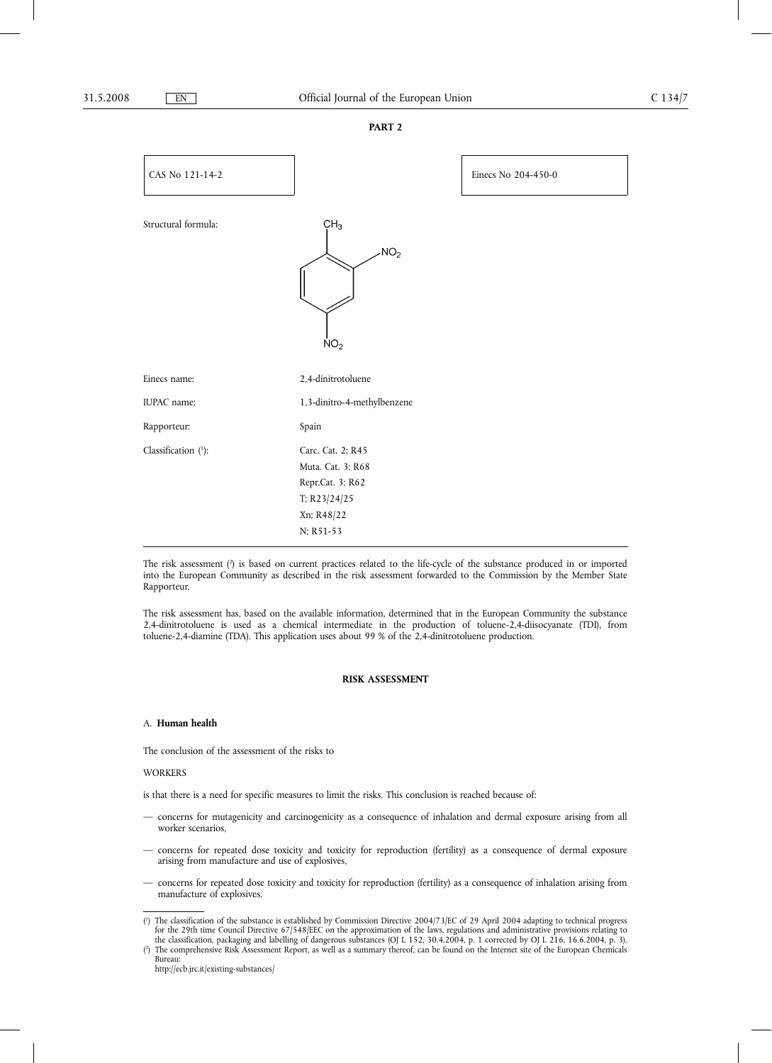**PART 2**

| CAS No 121-14-2 | Einecs No 204-450-0 |
|---|---|

Structural formula:

| | |
|---|---|
| Einecs name: | 2,4-dinitrotoluene |
| IUPAC name: | 1,3-dinitro-4-methylbenzene |
| Rapporteur: | Spain |
| Classification ([1]): | Carc. Cat. 2; R45<br>Muta. Cat. 3; R68<br>Repr.Cat. 3; R62<br>T; R23/24/25<br>Xn; R48/22<br>N; R51-53 |

The risk assessment ([2]) is based on current practices related to the life-cycle of the substance produced in or imported into the European Community as described in the risk assessment forwarded to the Commission by the Member State Rapporteur.

The risk assessment has, based on the available information, determined that in the European Community the substance 2,4-dinitrotoluene is used as a chemical intermediate in the production of toluene-2,4-diisocyanate (TDI), from toluene-2,4-diamine (TDA). This application uses about 99 % of the 2,4-dinitrotoluene production.

**RISK ASSESSMENT**

A. **Human health**

The conclusion of the assessment of the risks to

WORKERS

is that there is a need for specific measures to limit the risks. This conclusion is reached because of:

— concerns for mutagenicity and carcinogenicity as a consequence of inhalation and dermal exposure arising from all worker scenarios,

— concerns for repeated dose toxicity and toxicity for reproduction (fertility) as a consequence of dermal exposure arising from manufacture and use of explosives,

— concerns for repeated dose toxicity and toxicity for reproduction (fertility) as a consequence of inhalation arising from manufacture of explosives.

---

([1]) The classification of the substance is established by Commission Directive 2004/73/EC of 29 April 2004 adapting to technical progress for the 29th time Council Directive 67/548/EEC on the approximation of the laws, regulations and administrative provisions relating to the classification, packaging and labelling of dangerous substances (OJ L 152, 30.4.2004, p. 1 corrected by OJ L 216, 16.6.2004, p. 3).

([2]) The comprehensive Risk Assessment Report, as well as a summary thereof, can be found on the Internet site of the European Chemicals Bureau:
http://ecb.jrc.it/existing-substances/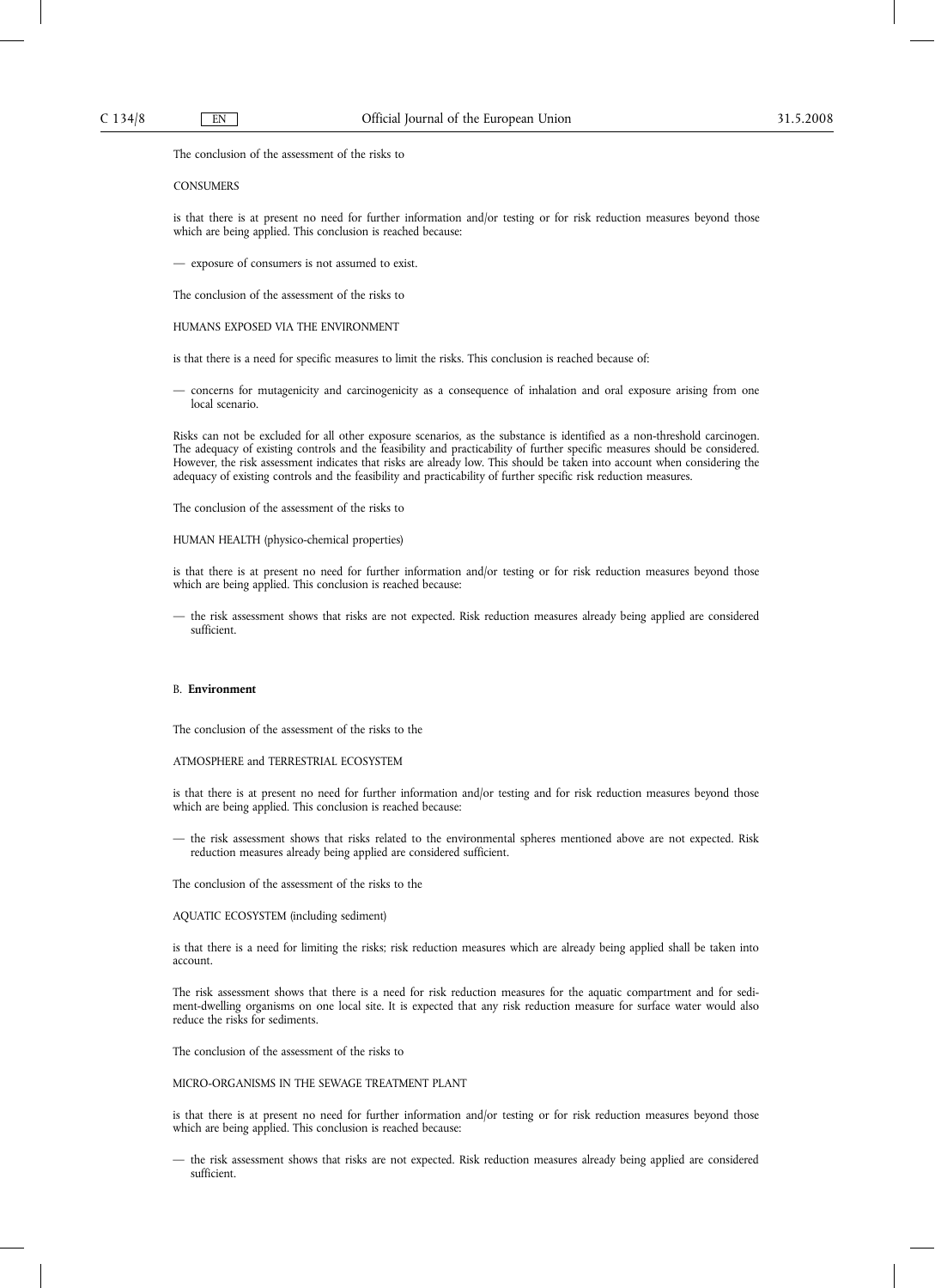The conclusion of the assessment of the risks to

CONSUMERS

is that there is at present no need for further information and/or testing or for risk reduction measures beyond those which are being applied. This conclusion is reached because:

— exposure of consumers is not assumed to exist.

The conclusion of the assessment of the risks to

HUMANS EXPOSED VIA THE ENVIRONMENT

is that there is a need for specific measures to limit the risks. This conclusion is reached because of:

— concerns for mutagenicity and carcinogenicity as a consequence of inhalation and oral exposure arising from one local scenario.

Risks can not be excluded for all other exposure scenarios, as the substance is identified as a non-threshold carcinogen. The adequacy of existing controls and the feasibility and practicability of further specific measures should be considered. However, the risk assessment indicates that risks are already low. This should be taken into account when considering the adequacy of existing controls and the feasibility and practicability of further specific risk reduction measures.

The conclusion of the assessment of the risks to

HUMAN HEALTH (physico-chemical properties)

is that there is at present no need for further information and/or testing or for risk reduction measures beyond those which are being applied. This conclusion is reached because:

— the risk assessment shows that risks are not expected. Risk reduction measures already being applied are considered sufficient.

B. **Environment**

The conclusion of the assessment of the risks to the

ATMOSPHERE and TERRESTRIAL ECOSYSTEM

is that there is at present no need for further information and/or testing and for risk reduction measures beyond those which are being applied. This conclusion is reached because:

— the risk assessment shows that risks related to the environmental spheres mentioned above are not expected. Risk reduction measures already being applied are considered sufficient.

The conclusion of the assessment of the risks to the

AQUATIC ECOSYSTEM (including sediment)

is that there is a need for limiting the risks; risk reduction measures which are already being applied shall be taken into account.

The risk assessment shows that there is a need for risk reduction measures for the aquatic compartment and for sediment-dwelling organisms on one local site. It is expected that any risk reduction measure for surface water would also reduce the risks for sediments.

The conclusion of the assessment of the risks to

MICRO-ORGANISMS IN THE SEWAGE TREATMENT PLANT

is that there is at present no need for further information and/or testing or for risk reduction measures beyond those which are being applied. This conclusion is reached because:

— the risk assessment shows that risks are not expected. Risk reduction measures already being applied are considered sufficient.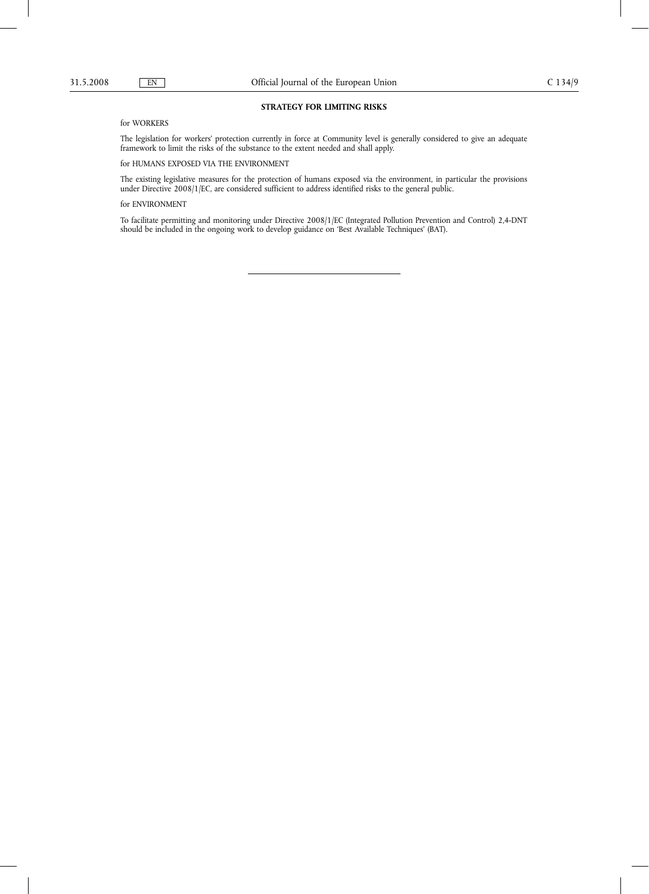**STRATEGY FOR LIMITING RISKS**

for WORKERS

The legislation for workers' protection currently in force at Community level is generally considered to give an adequate framework to limit the risks of the substance to the extent needed and shall apply.

for HUMANS EXPOSED VIA THE ENVIRONMENT

The existing legislative measures for the protection of humans exposed via the environment, in particular the provisions under Directive 2008/1/EC, are considered sufficient to address identified risks to the general public.

for ENVIRONMENT

To facilitate permitting and monitoring under Directive 2008/1/EC (Integrated Pollution Prevention and Control) 2,4-DNT should be included in the ongoing work to develop guidance on 'Best Available Techniques' (BAT).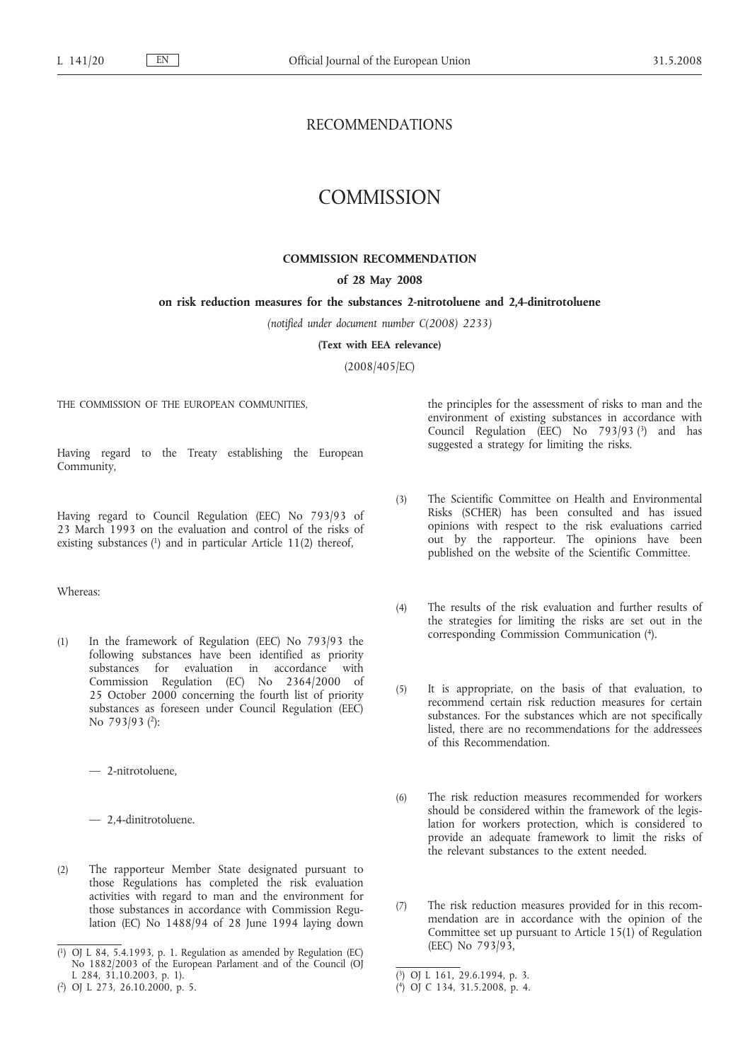RECOMMENDATIONS

# COMMISSION

## COMMISSION RECOMMENDATION

### of 28 May 2008

### on risk reduction measures for the substances 2-nitrotoluene and 2,4-dinitrotoluene

*(notified under document number C(2008) 2233)*

**(Text with EEA relevance)**

(2008/405/EC)

THE COMMISSION OF THE EUROPEAN COMMUNITIES,

Having regard to the Treaty establishing the European Community,

Having regard to Council Regulation (EEC) No 793/93 of 23 March 1993 on the evaluation and control of the risks of existing substances [1] and in particular Article 11(2) thereof,

Whereas:

(1) In the framework of Regulation (EEC) No 793/93 the following substances have been identified as priority substances for evaluation in accordance with Commission Regulation (EC) No 2364/2000 of 25 October 2000 concerning the fourth list of priority substances as foreseen under Council Regulation (EEC) No 793/93 [2]:

— 2-nitrotoluene,

— 2,4-dinitrotoluene.

(2) The rapporteur Member State designated pursuant to those Regulations has completed the risk evaluation activities with regard to man and the environment for those substances in accordance with Commission Regulation (EC) No 1488/94 of 28 June 1994 laying down the principles for the assessment of risks to man and the environment of existing substances in accordance with Council Regulation (EEC) No 793/93 [3] and has suggested a strategy for limiting the risks.

(3) The Scientific Committee on Health and Environmental Risks (SCHER) has been consulted and has issued opinions with respect to the risk evaluations carried out by the rapporteur. The opinions have been published on the website of the Scientific Committee.

(4) The results of the risk evaluation and further results of the strategies for limiting the risks are set out in the corresponding Commission Communication [4].

(5) It is appropriate, on the basis of that evaluation, to recommend certain risk reduction measures for certain substances. For the substances which are not specifically listed, there are no recommendations for the addressees of this Recommendation.

(6) The risk reduction measures recommended for workers should be considered within the framework of the legislation for workers protection, which is considered to provide an adequate framework to limit the risks of the relevant substances to the extent needed.

(7) The risk reduction measures provided for in this recommendation are in accordance with the opinion of the Committee set up pursuant to Article 15(1) of Regulation (EEC) No 793/93,

---

[1] OJ L 84, 5.4.1993, p. 1. Regulation as amended by Regulation (EC) No 1882/2003 of the European Parlament and of the Council (OJ L 284, 31.10.2003, p. 1).

[2] OJ L 273, 26.10.2000, p. 5.

[3] OJ L 161, 29.6.1994, p. 3.

[4] OJ C 134, 31.5.2008, p. 4.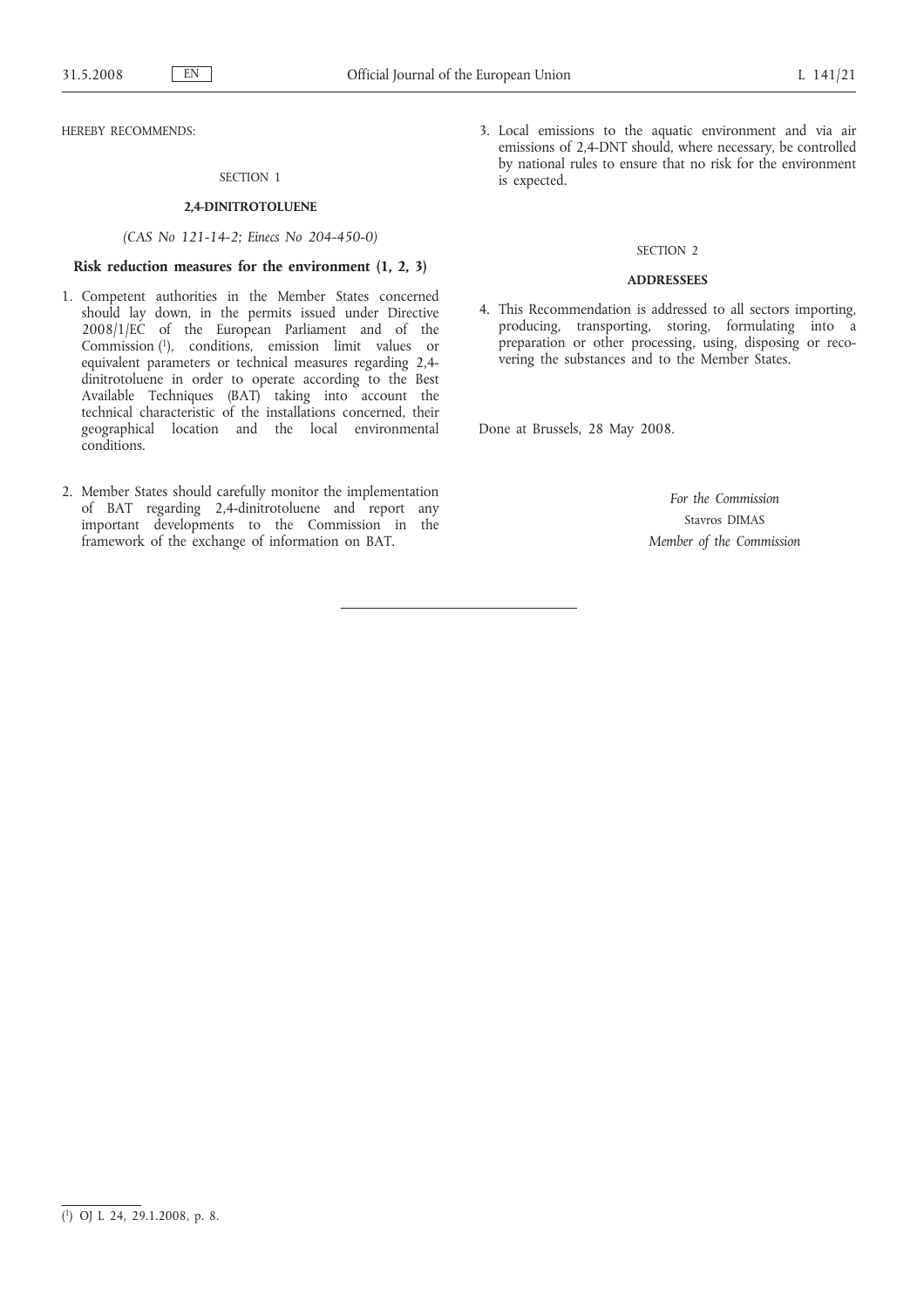HEREBY RECOMMENDS:

SECTION 1

**2,4-DINITROTOLUENE**

*(CAS No 121-14-2; Einecs No 204-450-0)*

**Risk reduction measures for the environment (1, 2, 3)**

1. Competent authorities in the Member States concerned should lay down, in the permits issued under Directive 2008/1/EC of the European Parliament and of the Commission [1], conditions, emission limit values or equivalent parameters or technical measures regarding 2,4-dinitrotoluene in order to operate according to the Best Available Techniques (BAT) taking into account the technical characteristic of the installations concerned, their geographical location and the local environmental conditions.

2. Member States should carefully monitor the implementation of BAT regarding 2,4-dinitrotoluene and report any important developments to the Commission in the framework of the exchange of information on BAT.

3. Local emissions to the aquatic environment and via air emissions of 2,4-DNT should, where necessary, be controlled by national rules to ensure that no risk for the environment is expected.

SECTION 2

**ADDRESSEES**

4. This Recommendation is addressed to all sectors importing, producing, transporting, storing, formulating into a preparation or other processing, using, disposing or recovering the substances and to the Member States.

Done at Brussels, 28 May 2008.

*For the Commission*

Stavros DIMAS

*Member of the Commission*

---

[1] OJ L 24, 29.1.2008, p. 8.